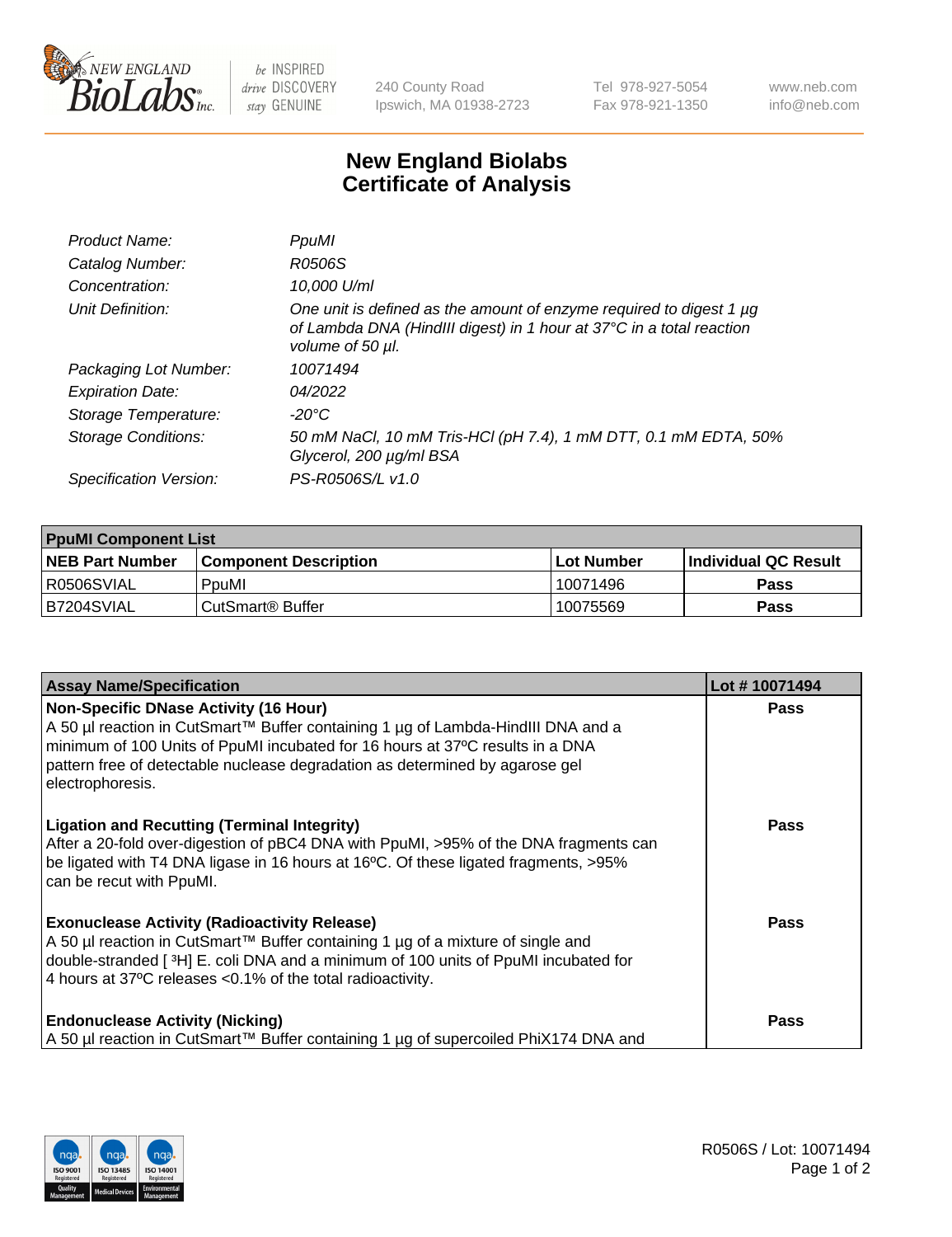New England BioLabs Inc. — be INSPIRED drive DISCOVERY stay GENUINE

240 County Road
Ipswich, MA 01938-2723

Tel 978-927-5054
Fax 978-921-1350

www.neb.com
info@neb.com

# New England Biolabs Certificate of Analysis

| | |
|---|---|
| *Product Name:* | *PpuMI* |
| *Catalog Number:* | *R0506S* |
| *Concentration:* | *10,000 U/ml* |
| *Unit Definition:* | *One unit is defined as the amount of enzyme required to digest 1 µg of Lambda DNA (HindIII digest) in 1 hour at 37°C in a total reaction volume of 50 µl.* |
| *Packaging Lot Number:* | *10071494* |
| *Expiration Date:* | *04/2022* |
| *Storage Temperature:* | *-20°C* |
| *Storage Conditions:* | *50 mM NaCl, 10 mM Tris-HCl (pH 7.4), 1 mM DTT, 0.1 mM EDTA, 50% Glycerol, 200 µg/ml BSA* |
| *Specification Version:* | *PS-R0506S/L v1.0* |

| **PpuMI Component List** | | | |
|---|---|---|---|
| **NEB Part Number** | **Component Description** | **Lot Number** | **Individual QC Result** |
| R0506SVIAL | PpuMI | 10071496 | **Pass** |
| B7204SVIAL | CutSmart® Buffer | 10075569 | **Pass** |

| **Assay Name/Specification** | **Lot # 10071494** |
|---|---|
| **Non-Specific DNase Activity (16 Hour)** A 50 µl reaction in CutSmart™ Buffer containing 1 µg of Lambda-HindIII DNA and a minimum of 100 Units of PpuMI incubated for 16 hours at 37ºC results in a DNA pattern free of detectable nuclease degradation as determined by agarose gel electrophoresis. | **Pass** |
| **Ligation and Recutting (Terminal Integrity)** After a 20-fold over-digestion of pBC4 DNA with PpuMI, >95% of the DNA fragments can be ligated with T4 DNA ligase in 16 hours at 16ºC. Of these ligated fragments, >95% can be recut with PpuMI. | **Pass** |
| **Exonuclease Activity (Radioactivity Release)** A 50 µl reaction in CutSmart™ Buffer containing 1 µg of a mixture of single and double-stranded [ $^3$H] E. coli DNA and a minimum of 100 units of PpuMI incubated for 4 hours at 37ºC releases <0.1% of the total radioactivity. | **Pass** |
| **Endonuclease Activity (Nicking)** A 50 µl reaction in CutSmart™ Buffer containing 1 µg of supercoiled PhiX174 DNA and | **Pass** |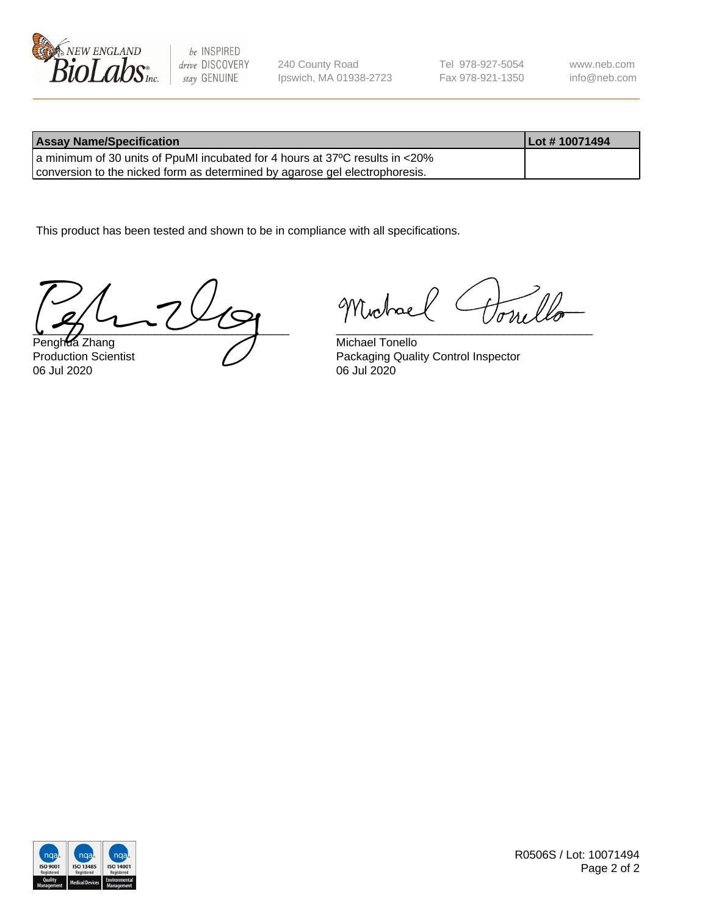| Assay Name/Specification | Lot # 10071494 |
| --- | --- |
| a minimum of 30 units of PpuMI incubated for 4 hours at 37ºC results in <20% conversion to the nicked form as determined by agarose gel electrophoresis. | |

This product has been tested and shown to be in compliance with all specifications.

Penghua Zhang
Production Scientist
06 Jul 2020

Michael Tonello
Packaging Quality Control Inspector
06 Jul 2020

R0506S / Lot: 10071494